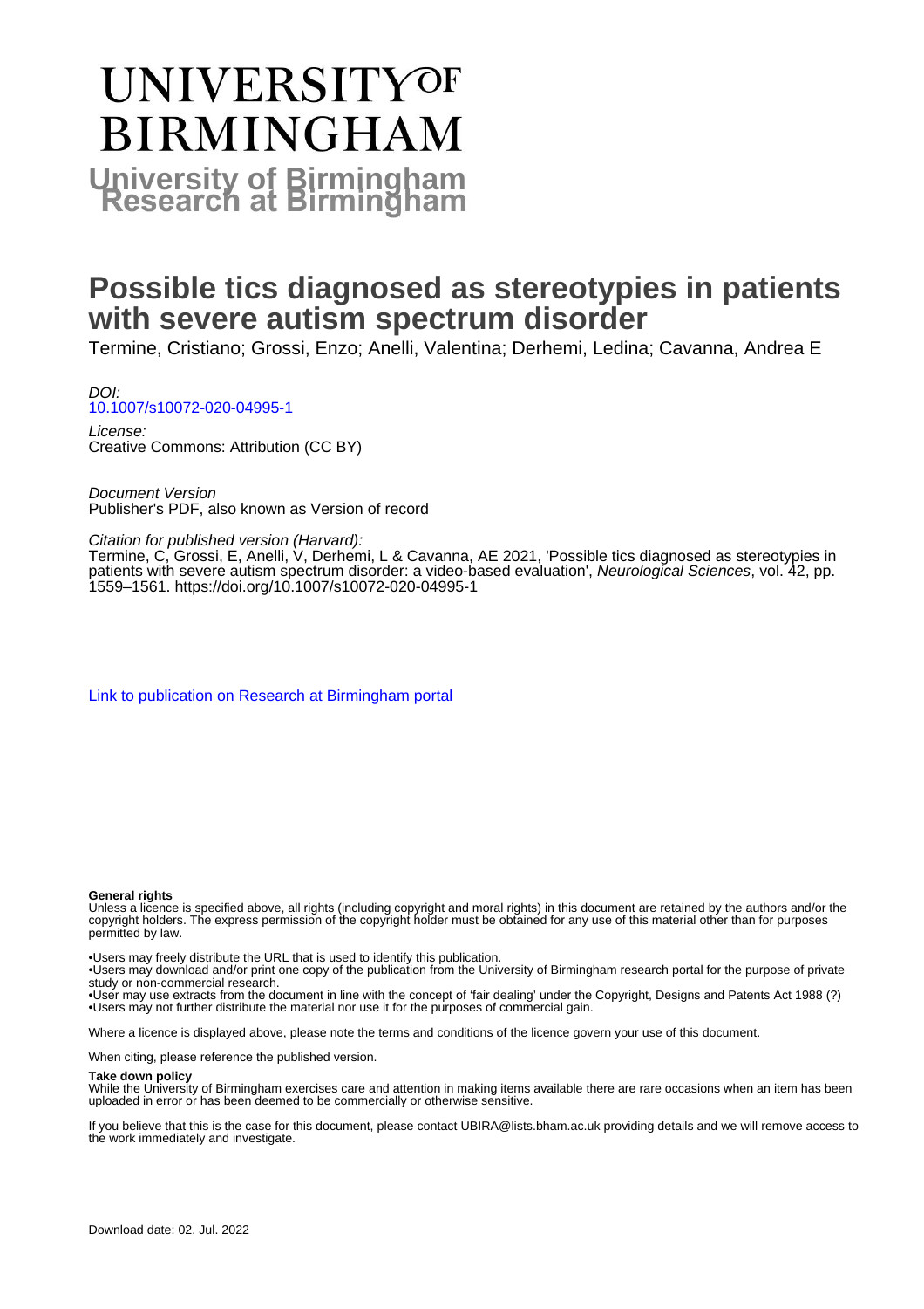# UNIVERSITY OF BIRMINGHAM

# University of Birmingham Research at Birmingham

# Possible tics diagnosed as stereotypies in patients with severe autism spectrum disorder

Termine, Cristiano; Grossi, Enzo; Anelli, Valentina; Derhemi, Ledina; Cavanna, Andrea E

*DOI:*
[10.1007/s10072-020-04995-1](https://doi.org/10.1007/s10072-020-04995-1)

*License:*
Creative Commons: Attribution (CC BY)

*Document Version*
Publisher's PDF, also known as Version of record

*Citation for published version (Harvard):*
Termine, C, Grossi, E, Anelli, V, Derhemi, L & Cavanna, AE 2021, 'Possible tics diagnosed as stereotypies in patients with severe autism spectrum disorder: a video-based evaluation', *Neurological Sciences*, vol. 42, pp. 1559–1561. https://doi.org/10.1007/s10072-020-04995-1

[Link to publication on Research at Birmingham portal]

**General rights**

Unless a licence is specified above, all rights (including copyright and moral rights) in this document are retained by the authors and/or the copyright holders. The express permission of the copyright holder must be obtained for any use of this material other than for purposes permitted by law.

•Users may freely distribute the URL that is used to identify this publication.
•Users may download and/or print one copy of the publication from the University of Birmingham research portal for the purpose of private study or non-commercial research.
•User may use extracts from the document in line with the concept of 'fair dealing' under the Copyright, Designs and Patents Act 1988 (?)
•Users may not further distribute the material nor use it for the purposes of commercial gain.

Where a licence is displayed above, please note the terms and conditions of the licence govern your use of this document.

When citing, please reference the published version.

**Take down policy**

While the University of Birmingham exercises care and attention in making items available there are rare occasions when an item has been uploaded in error or has been deemed to be commercially or otherwise sensitive.

If you believe that this is the case for this document, please contact UBIRA@lists.bham.ac.uk providing details and we will remove access to the work immediately and investigate.

Download date: 02. Jul. 2022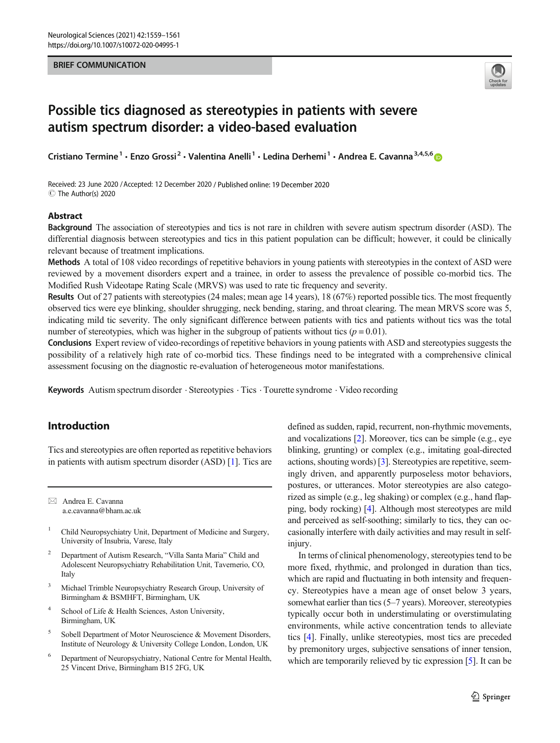BRIEF COMMUNICATION

# Possible tics diagnosed as stereotypies in patients with severe autism spectrum disorder: a video-based evaluation

Cristiano Termine[1] · Enzo Grossi[2] · Valentina Anelli[1] · Ledina Derhemi[1] · Andrea E. Cavanna[3,4,5,6]

Received: 23 June 2020 / Accepted: 12 December 2020 / Published online: 19 December 2020
© The Author(s) 2020

## Abstract

**Background** The association of stereotypies and tics is not rare in children with severe autism spectrum disorder (ASD). The differential diagnosis between stereotypies and tics in this patient population can be difficult; however, it could be clinically relevant because of treatment implications.

**Methods** A total of 108 video recordings of repetitive behaviors in young patients with stereotypies in the context of ASD were reviewed by a movement disorders expert and a trainee, in order to assess the prevalence of possible co-morbid tics. The Modified Rush Videotape Rating Scale (MRVS) was used to rate tic frequency and severity.

**Results** Out of 27 patients with stereotypies (24 males; mean age 14 years), 18 (67%) reported possible tics. The most frequently observed tics were eye blinking, shoulder shrugging, neck bending, staring, and throat clearing. The mean MRVS score was 5, indicating mild tic severity. The only significant difference between patients with tics and patients without tics was the total number of stereotypies, which was higher in the subgroup of patients without tics ($p = 0.01$).

**Conclusions** Expert review of video-recordings of repetitive behaviors in young patients with ASD and stereotypies suggests the possibility of a relatively high rate of co-morbid tics. These findings need to be integrated with a comprehensive clinical assessment focusing on the diagnostic re-evaluation of heterogeneous motor manifestations.

**Keywords** Autism spectrum disorder · Stereotypies · Tics · Tourette syndrome · Video recording

## Introduction

Tics and stereotypies are often reported as repetitive behaviors in patients with autism spectrum disorder (ASD) [1]. Tics are defined as sudden, rapid, recurrent, non-rhythmic movements, and vocalizations [2]. Moreover, tics can be simple (e.g., eye blinking, grunting) or complex (e.g., imitating goal-directed actions, shouting words) [3]. Stereotypies are repetitive, seemingly driven, and apparently purposeless motor behaviors, postures, or utterances. Motor stereotypies are also categorized as simple (e.g., leg shaking) or complex (e.g., hand flapping, body rocking) [4]. Although most stereotypes are mild and perceived as self-soothing; similarly to tics, they can occasionally interfere with daily activities and may result in self-injury.

In terms of clinical phenomenology, stereotypies tend to be more fixed, rhythmic, and prolonged in duration than tics, which are rapid and fluctuating in both intensity and frequency. Stereotypies have a mean age of onset below 3 years, somewhat earlier than tics (5–7 years). Moreover, stereotypies typically occur both in understimulating or overstimulating environments, while active concentration tends to alleviate tics [4]. Finally, unlike stereotypies, most tics are preceded by premonitory urges, subjective sensations of inner tension, which are temporarily relieved by tic expression [5]. It can be

✉ Andrea E. Cavanna
a.e.cavanna@bham.ac.uk

1 Child Neuropsychiatry Unit, Department of Medicine and Surgery, University of Insubria, Varese, Italy

2 Department of Autism Research, "Villa Santa Maria" Child and Adolescent Neuropsychiatry Rehabilitation Unit, Tavernerio, CO, Italy

3 Michael Trimble Neuropsychiatry Research Group, University of Birmingham & BSMHFT, Birmingham, UK

4 School of Life & Health Sciences, Aston University, Birmingham, UK

5 Sobell Department of Motor Neuroscience & Movement Disorders, Institute of Neurology & University College London, London, UK

6 Department of Neuropsychiatry, National Centre for Mental Health, 25 Vincent Drive, Birmingham B15 2FG, UK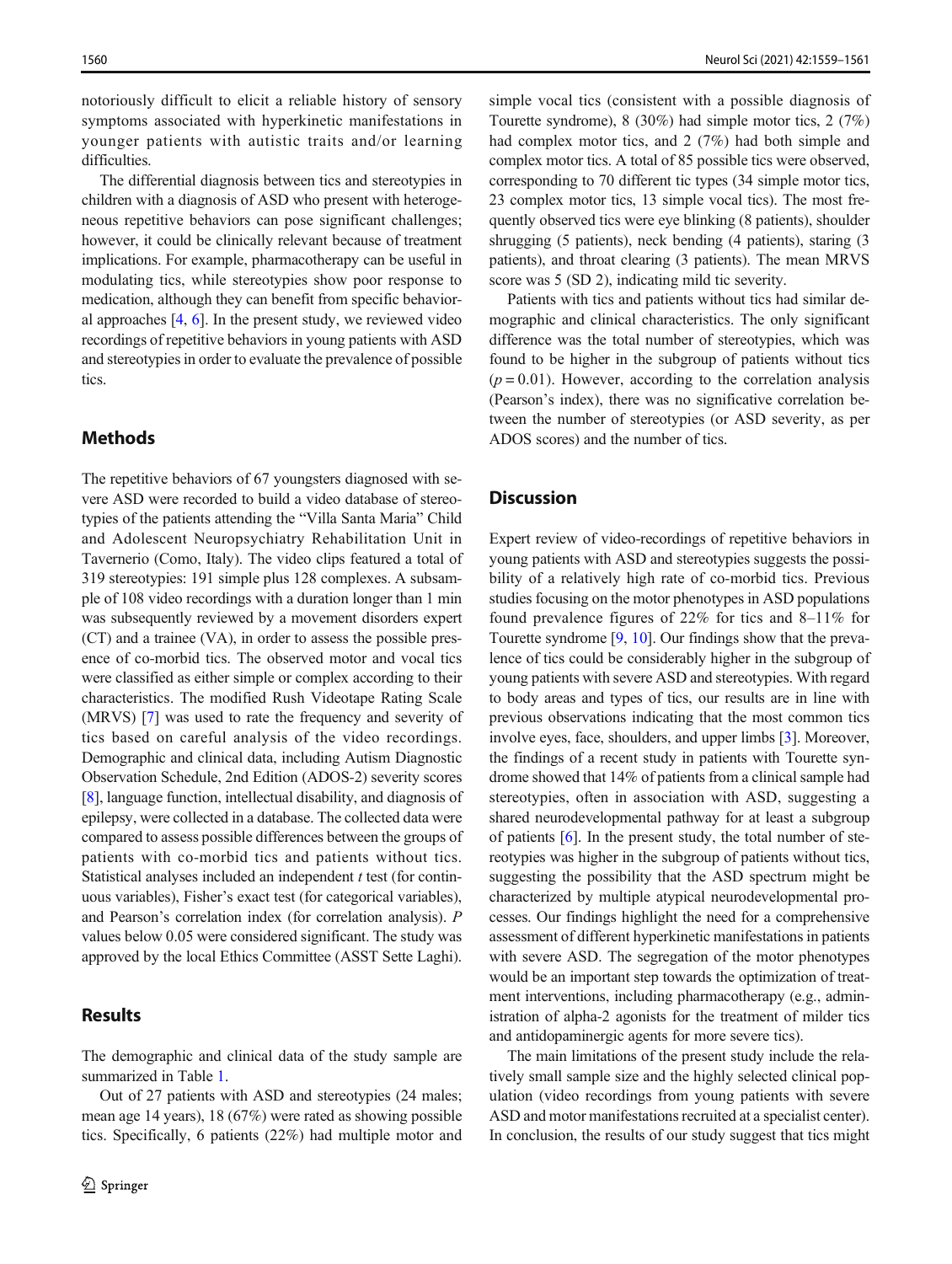notoriously difficult to elicit a reliable history of sensory symptoms associated with hyperkinetic manifestations in younger patients with autistic traits and/or learning difficulties.

The differential diagnosis between tics and stereotypies in children with a diagnosis of ASD who present with heterogeneous repetitive behaviors can pose significant challenges; however, it could be clinically relevant because of treatment implications. For example, pharmacotherapy can be useful in modulating tics, while stereotypies show poor response to medication, although they can benefit from specific behavioral approaches [4, 6]. In the present study, we reviewed video recordings of repetitive behaviors in young patients with ASD and stereotypies in order to evaluate the prevalence of possible tics.

## Methods

The repetitive behaviors of 67 youngsters diagnosed with severe ASD were recorded to build a video database of stereotypies of the patients attending the "Villa Santa Maria" Child and Adolescent Neuropsychiatry Rehabilitation Unit in Tavernerio (Como, Italy). The video clips featured a total of 319 stereotypies: 191 simple plus 128 complexes. A subsample of 108 video recordings with a duration longer than 1 min was subsequently reviewed by a movement disorders expert (CT) and a trainee (VA), in order to assess the possible presence of co-morbid tics. The observed motor and vocal tics were classified as either simple or complex according to their characteristics. The modified Rush Videotape Rating Scale (MRVS) [7] was used to rate the frequency and severity of tics based on careful analysis of the video recordings. Demographic and clinical data, including Autism Diagnostic Observation Schedule, 2nd Edition (ADOS-2) severity scores [8], language function, intellectual disability, and diagnosis of epilepsy, were collected in a database. The collected data were compared to assess possible differences between the groups of patients with co-morbid tics and patients without tics. Statistical analyses included an independent *t* test (for continuous variables), Fisher's exact test (for categorical variables), and Pearson's correlation index (for correlation analysis). *P* values below 0.05 were considered significant. The study was approved by the local Ethics Committee (ASST Sette Laghi).

## Results

The demographic and clinical data of the study sample are summarized in Table 1.

Out of 27 patients with ASD and stereotypies (24 males; mean age 14 years), 18 (67%) were rated as showing possible tics. Specifically, 6 patients (22%) had multiple motor and simple vocal tics (consistent with a possible diagnosis of Tourette syndrome), 8 (30%) had simple motor tics, 2 (7%) had complex motor tics, and 2 (7%) had both simple and complex motor tics. A total of 85 possible tics were observed, corresponding to 70 different tic types (34 simple motor tics, 23 complex motor tics, 13 simple vocal tics). The most frequently observed tics were eye blinking (8 patients), shoulder shrugging (5 patients), neck bending (4 patients), staring (3 patients), and throat clearing (3 patients). The mean MRVS score was 5 (SD 2), indicating mild tic severity.

Patients with tics and patients without tics had similar demographic and clinical characteristics. The only significant difference was the total number of stereotypies, which was found to be higher in the subgroup of patients without tics ($p = 0.01$). However, according to the correlation analysis (Pearson's index), there was no significative correlation between the number of stereotypies (or ASD severity, as per ADOS scores) and the number of tics.

## Discussion

Expert review of video-recordings of repetitive behaviors in young patients with ASD and stereotypies suggests the possibility of a relatively high rate of co-morbid tics. Previous studies focusing on the motor phenotypes in ASD populations found prevalence figures of 22% for tics and 8–11% for Tourette syndrome [9, 10]. Our findings show that the prevalence of tics could be considerably higher in the subgroup of young patients with severe ASD and stereotypies. With regard to body areas and types of tics, our results are in line with previous observations indicating that the most common tics involve eyes, face, shoulders, and upper limbs [3]. Moreover, the findings of a recent study in patients with Tourette syndrome showed that 14% of patients from a clinical sample had stereotypies, often in association with ASD, suggesting a shared neurodevelopmental pathway for at least a subgroup of patients [6]. In the present study, the total number of stereotypies was higher in the subgroup of patients without tics, suggesting the possibility that the ASD spectrum might be characterized by multiple atypical neurodevelopmental processes. Our findings highlight the need for a comprehensive assessment of different hyperkinetic manifestations in patients with severe ASD. The segregation of the motor phenotypes would be an important step towards the optimization of treatment interventions, including pharmacotherapy (e.g., administration of alpha-2 agonists for the treatment of milder tics and antidopaminergic agents for more severe tics).

The main limitations of the present study include the relatively small sample size and the highly selected clinical population (video recordings from young patients with severe ASD and motor manifestations recruited at a specialist center). In conclusion, the results of our study suggest that tics might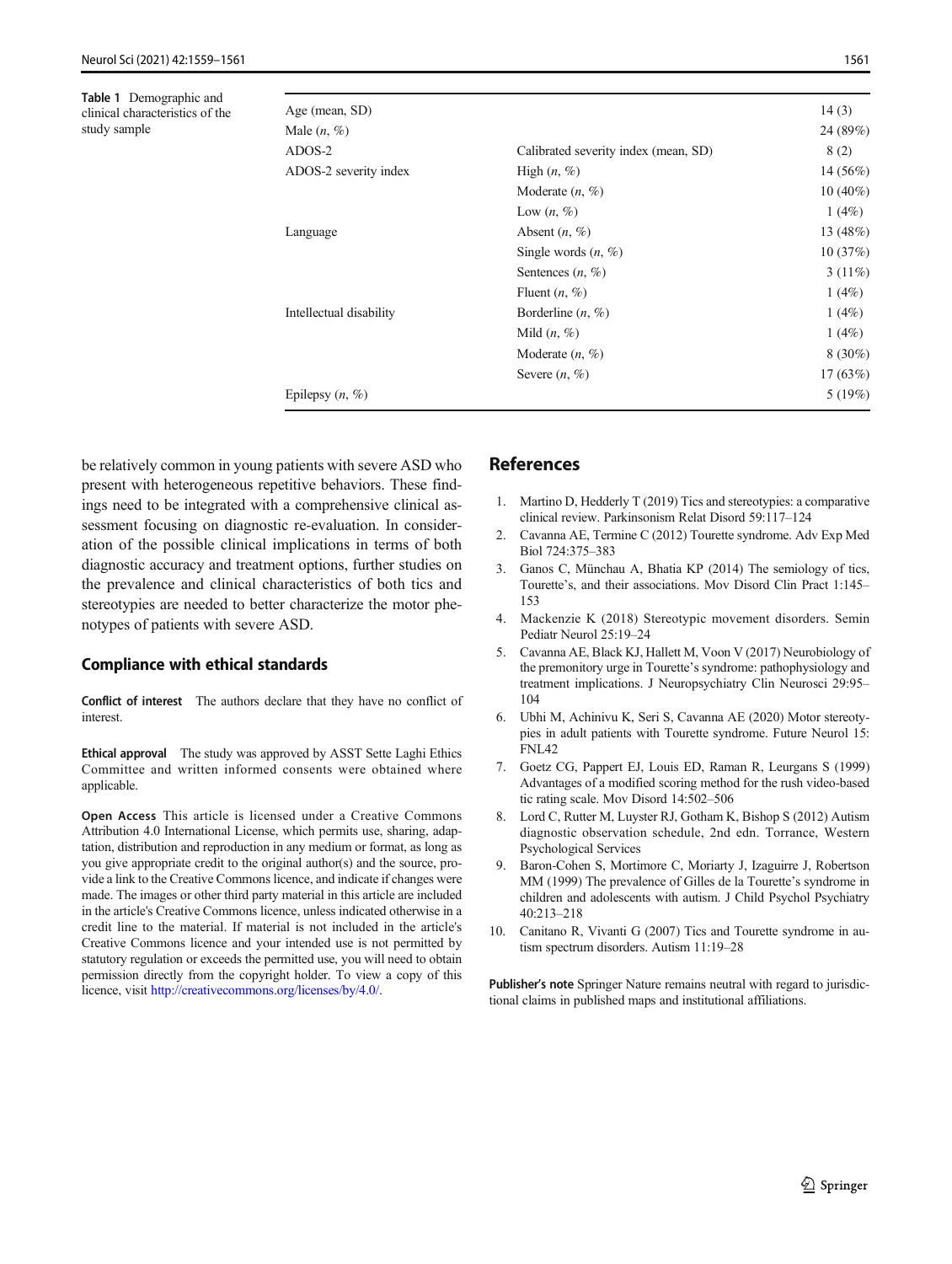**Table 1** Demographic and clinical characteristics of the study sample

| | | |
|---|---|---|
| Age (mean, SD) | | 14 (3) |
| Male (*n*, %) | | 24 (89%) |
| ADOS-2 | Calibrated severity index (mean, SD) | 8 (2) |
| ADOS-2 severity index | High (*n*, %) | 14 (56%) |
| | Moderate (*n*, %) | 10 (40%) |
| | Low (*n*, %) | 1 (4%) |
| Language | Absent (*n*, %) | 13 (48%) |
| | Single words (*n*, %) | 10 (37%) |
| | Sentences (*n*, %) | 3 (11%) |
| | Fluent (*n*, %) | 1 (4%) |
| Intellectual disability | Borderline (*n*, %) | 1 (4%) |
| | Mild (*n*, %) | 1 (4%) |
| | Moderate (*n*, %) | 8 (30%) |
| | Severe (*n*, %) | 17 (63%) |
| Epilepsy (*n*, %) | | 5 (19%) |

be relatively common in young patients with severe ASD who present with heterogeneous repetitive behaviors. These findings need to be integrated with a comprehensive clinical assessment focusing on diagnostic re-evaluation. In consideration of the possible clinical implications in terms of both diagnostic accuracy and treatment options, further studies on the prevalence and clinical characteristics of both tics and stereotypies are needed to better characterize the motor phenotypes of patients with severe ASD.

## Compliance with ethical standards

**Conflict of interest** The authors declare that they have no conflict of interest.

**Ethical approval** The study was approved by ASST Sette Laghi Ethics Committee and written informed consents were obtained where applicable.

**Open Access** This article is licensed under a Creative Commons Attribution 4.0 International License, which permits use, sharing, adaptation, distribution and reproduction in any medium or format, as long as you give appropriate credit to the original author(s) and the source, provide a link to the Creative Commons licence, and indicate if changes were made. The images or other third party material in this article are included in the article's Creative Commons licence, unless indicated otherwise in a credit line to the material. If material is not included in the article's Creative Commons licence and your intended use is not permitted by statutory regulation or exceeds the permitted use, you will need to obtain permission directly from the copyright holder. To view a copy of this licence, visit http://creativecommons.org/licenses/by/4.0/.

## References

1. Martino D, Hedderly T (2019) Tics and stereotypies: a comparative clinical review. Parkinsonism Relat Disord 59:117–124
2. Cavanna AE, Termine C (2012) Tourette syndrome. Adv Exp Med Biol 724:375–383
3. Ganos C, Münchau A, Bhatia KP (2014) The semiology of tics, Tourette's, and their associations. Mov Disord Clin Pract 1:145–153
4. Mackenzie K (2018) Stereotypic movement disorders. Semin Pediatr Neurol 25:19–24
5. Cavanna AE, Black KJ, Hallett M, Voon V (2017) Neurobiology of the premonitory urge in Tourette's syndrome: pathophysiology and treatment implications. J Neuropsychiatry Clin Neurosci 29:95–104
6. Ubhi M, Achinivu K, Seri S, Cavanna AE (2020) Motor stereotypies in adult patients with Tourette syndrome. Future Neurol 15: FNL42
7. Goetz CG, Pappert EJ, Louis ED, Raman R, Leurgans S (1999) Advantages of a modified scoring method for the rush video-based tic rating scale. Mov Disord 14:502–506
8. Lord C, Rutter M, Luyster RJ, Gotham K, Bishop S (2012) Autism diagnostic observation schedule, 2nd edn. Torrance, Western Psychological Services
9. Baron-Cohen S, Mortimore C, Moriarty J, Izaguirre J, Robertson MM (1999) The prevalence of Gilles de la Tourette's syndrome in children and adolescents with autism. J Child Psychol Psychiatry 40:213–218
10. Canitano R, Vivanti G (2007) Tics and Tourette syndrome in autism spectrum disorders. Autism 11:19–28

**Publisher's note** Springer Nature remains neutral with regard to jurisdictional claims in published maps and institutional affiliations.